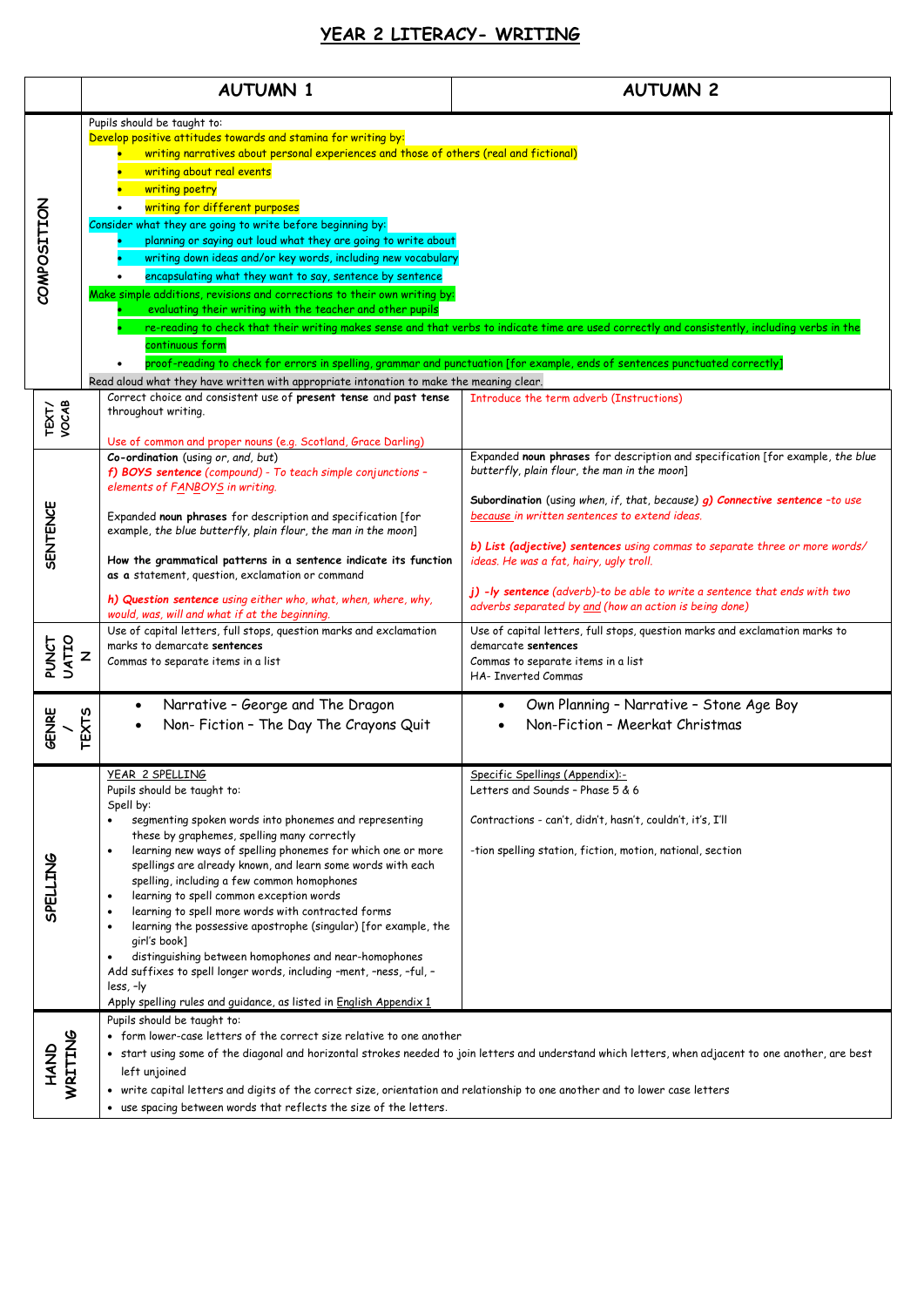# YEAR 2 LITERACY- WRITING

| | AUTUMN 1 | AUTUMN 2 |
|---|---|---|
| **COMPOSITION** | Pupils should be taught to:<br>Develop positive attitudes towards and stamina for writing by:<br>• writing narratives about personal experiences and those of others (real and fictional)<br>• writing about real events<br>• writing poetry<br>• writing for different purposes<br>Consider what they are going to write before beginning by:<br>• planning or saying out loud what they are going to write about<br>• writing down ideas and/or key words, including new vocabulary<br>• encapsulating what they want to say, sentence by sentence<br>Make simple additions, revisions and corrections to their own writing by:<br>• evaluating their writing with the teacher and other pupils<br>• re-reading to check that their writing makes sense and that verbs to indicate time are used correctly and consistently, including verbs in the continuous form<br>• proof-reading to check for errors in spelling, grammar and punctuation [for example, ends of sentences punctuated correctly]<br>Read aloud what they have written with appropriate intonation to make the meaning clear. | |
| **TEXT/ VOCAB** | Correct choice and consistent use of **present tense** and **past tense** throughout writing.<br><br>Use of common and proper nouns (e.g. Scotland, Grace Darling) | Introduce the term adverb (Instructions) |
| **SENTENCE** | **Co-ordination** (using *or*, *and*, *but*)<br>***f) BOYS sentence*** *(compound) - To teach simple conjunctions - elements of FANBOYS in writing.*<br><br>Expanded **noun phrases** for description and specification [for example, *the blue butterfly, plain flour, the man in the moon*]<br><br>**How the grammatical patterns in a sentence indicate its function as a** statement, question, exclamation or command<br><br>***h) Question sentence*** *using either who, what, when, where, why, would, was, will and what if at the beginning.* | Expanded **noun phrases** for description and specification [for example, *the blue butterfly, plain flour, the man in the moon*]<br><br>**Subordination** (using *when*, *if*, *that*, *because*) ***g) Connective sentence*** *–to use because in written sentences to extend ideas.*<br><br>***b) List (adjective) sentences*** *using commas to separate three or more words/ ideas. He was a fat, hairy, ugly troll.*<br><br>***j) -ly sentence*** *(adverb)-to be able to write a sentence that ends with two adverbs separated by and (how an action is being done)* |
| **PUNCTUATION** | Use of capital letters, full stops, question marks and exclamation marks to demarcate **sentences**<br>Commas to separate items in a list | Use of capital letters, full stops, question marks and exclamation marks to demarcate **sentences**<br>Commas to separate items in a list<br>HA- Inverted Commas |
| **GENRE / TEXTS** | • Narrative – George and The Dragon<br>• Non- Fiction – The Day The Crayons Quit | • Own Planning – Narrative – Stone Age Boy<br>• Non-Fiction – Meerkat Christmas |
| **SPELLING** | YEAR 2 SPELLING<br>Pupils should be taught to:<br>Spell by:<br>• segmenting spoken words into phonemes and representing these by graphemes, spelling many correctly<br>• learning new ways of spelling phonemes for which one or more spellings are already known, and learn some words with each spelling, including a few common homophones<br>• learning to spell common exception words<br>• learning to spell more words with contracted forms<br>• learning the possessive apostrophe (singular) [for example, the girl's book]<br>• distinguishing between homophones and near-homophones<br>Add suffixes to spell longer words, including –ment, –ness, –ful, –less, –ly<br>Apply spelling rules and guidance, as listed in English Appendix 1 | Specific Spellings (Appendix):-<br>Letters and Sounds – Phase 5 & 6<br><br>Contractions - can't, didn't, hasn't, couldn't, it's, I'll<br><br>-tion spelling station, fiction, motion, national, section |
| **HAND WRITING** | Pupils should be taught to:<br>• form lower-case letters of the correct size relative to one another<br>• start using some of the diagonal and horizontal strokes needed to join letters and understand which letters, when adjacent to one another, are best left unjoined<br>• write capital letters and digits of the correct size, orientation and relationship to one another and to lower case letters<br>• use spacing between words that reflects the size of the letters. | |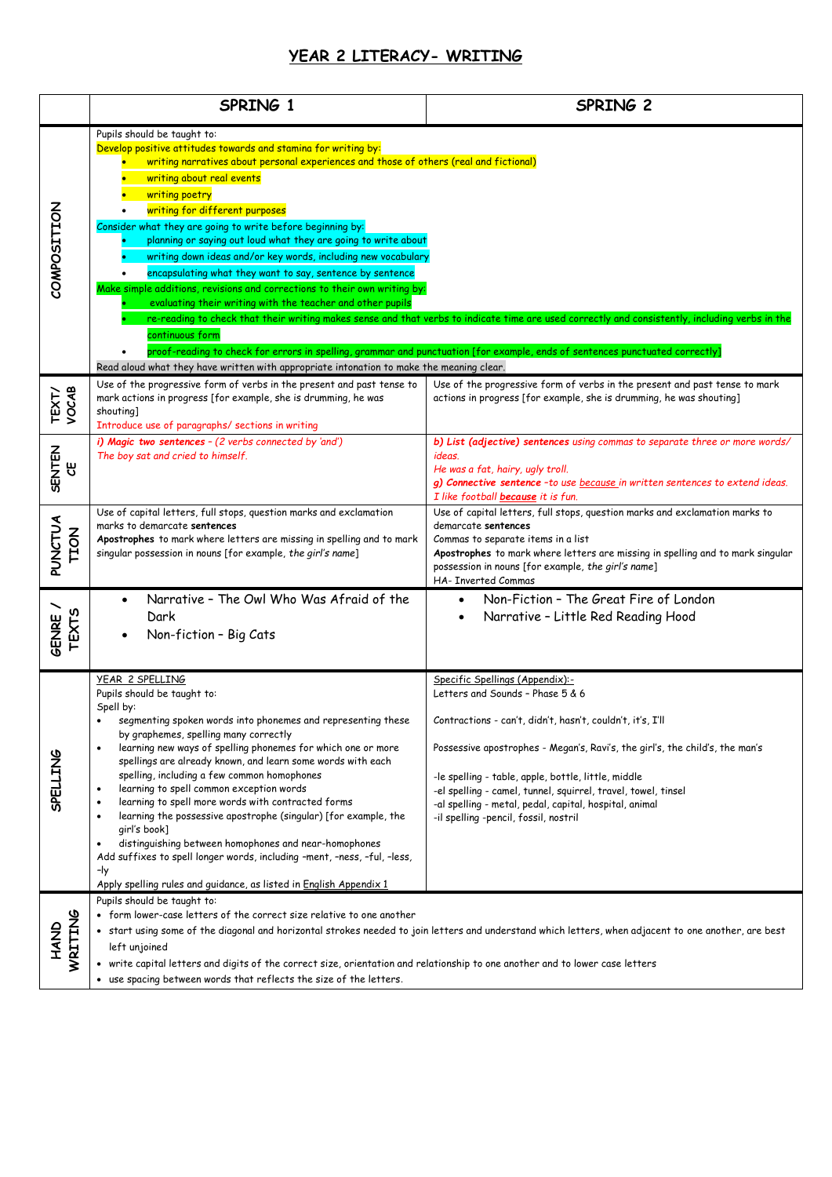# YEAR 2 LITERACY- WRITING

| | SPRING 1 | SPRING 2 |
|---|---|---|
| COMPOSITION | Pupils should be taught to:<br>Develop positive attitudes towards and stamina for writing by:<br>• writing narratives about personal experiences and those of others (real and fictional)<br>• writing about real events<br>• writing poetry<br>• writing for different purposes<br>Consider what they are going to write before beginning by:<br>• planning or saying out loud what they are going to write about<br>• writing down ideas and/or key words, including new vocabulary<br>• encapsulating what they want to say, sentence by sentence<br>Make simple additions, revisions and corrections to their own writing by:<br>• evaluating their writing with the teacher and other pupils<br>• re-reading to check that their writing makes sense and that verbs to indicate time are used correctly and consistently, including verbs in the continuous form<br>• proof-reading to check for errors in spelling, grammar and punctuation [for example, ends of sentences punctuated correctly]<br>Read aloud what they have written with appropriate intonation to make the meaning clear. | |
| TEXT/ VOCAB | Use of the progressive form of verbs in the present and past tense to mark actions in progress [for example, she is drumming, he was shouting]<br>Introduce use of paragraphs/ sections in writing | Use of the progressive form of verbs in the present and past tense to mark actions in progress [for example, she is drumming, he was shouting] |
| SENTENCE | *i) **Magic two sentences** - (2 verbs connected by 'and')*<br>*The boy sat and cried to himself.* | ***b) List (adjective) sentences** using commas to separate three or more words/ ideas.*<br>*He was a fat, hairy, ugly troll.*<br>***g) Connective sentence** –to use because in written sentences to extend ideas.*<br>*I like football **because** it is fun.* |
| PUNCTUATION | Use of capital letters, full stops, question marks and exclamation marks to demarcate **sentences**<br>**Apostrophes** to mark where letters are missing in spelling and to mark singular possession in nouns [for example, *the girl's name*] | Use of capital letters, full stops, question marks and exclamation marks to demarcate **sentences**<br>Commas to separate items in a list<br>**Apostrophes** to mark where letters are missing in spelling and to mark singular possession in nouns [for example, *the girl's name*]<br>HA- Inverted Commas |
| GENRE / TEXTS | • Narrative – The Owl Who Was Afraid of the Dark<br>• Non-fiction – Big Cats | • Non-Fiction – The Great Fire of London<br>• Narrative – Little Red Reading Hood |
| SPELLING | YEAR 2 SPELLING<br>Pupils should be taught to:<br>Spell by:<br>• segmenting spoken words into phonemes and representing these by graphemes, spelling many correctly<br>• learning new ways of spelling phonemes for which one or more spellings are already known, and learn some words with each spelling, including a few common homophones<br>• learning to spell common exception words<br>• learning to spell more words with contracted forms<br>• learning the possessive apostrophe (singular) [for example, the girl's book]<br>• distinguishing between homophones and near-homophones<br>Add suffixes to spell longer words, including –ment, –ness, –ful, –less, –ly<br>Apply spelling rules and guidance, as listed in English Appendix 1 | Specific Spellings (Appendix):-<br>Letters and Sounds – Phase 5 & 6<br><br>Contractions - can't, didn't, hasn't, couldn't, it's, I'll<br><br>Possessive apostrophes - Megan's, Ravi's, the girl's, the child's, the man's<br><br>-le spelling - table, apple, bottle, little, middle<br>-el spelling - camel, tunnel, squirrel, travel, towel, tinsel<br>-al spelling - metal, pedal, capital, hospital, animal<br>-il spelling -pencil, fossil, nostril |
| HAND WRITING | Pupils should be taught to:<br>• form lower-case letters of the correct size relative to one another<br>• start using some of the diagonal and horizontal strokes needed to join letters and understand which letters, when adjacent to one another, are best left unjoined<br>• write capital letters and digits of the correct size, orientation and relationship to one another and to lower case letters<br>• use spacing between words that reflects the size of the letters. | |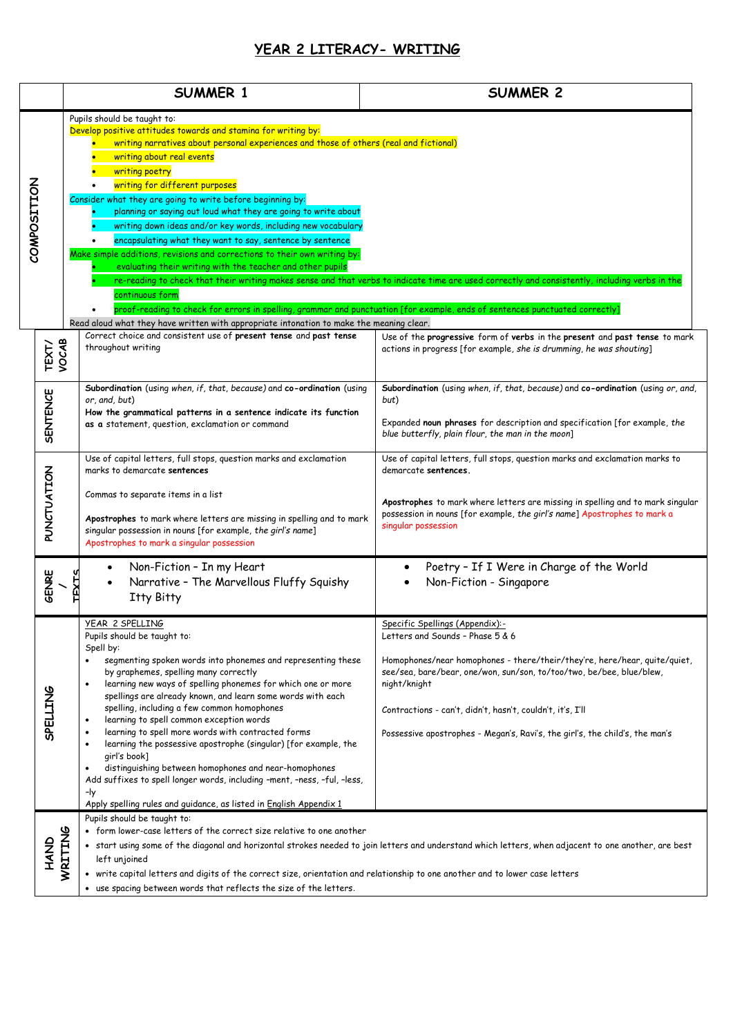# YEAR 2 LITERACY- WRITING

| | SUMMER 1 | SUMMER 2 |
|---|---|---|
| COMPOSITION | Pupils should be taught to:<br>Develop positive attitudes towards and stamina for writing by:<br>• writing narratives about personal experiences and those of others (real and fictional)<br>• writing about real events<br>• writing poetry<br>• writing for different purposes<br>Consider what they are going to write before beginning by:<br>• planning or saying out loud what they are going to write about<br>• writing down ideas and/or key words, including new vocabulary<br>• encapsulating what they want to say, sentence by sentence<br>Make simple additions, revisions and corrections to their own writing by:<br>• evaluating their writing with the teacher and other pupils<br>• re-reading to check that their writing makes sense and that verbs to indicate time are used correctly and consistently, including verbs in the continuous form<br>• proof-reading to check for errors in spelling, grammar and punctuation [for example, ends of sentences punctuated correctly]<br>Read aloud what they have written with appropriate intonation to make the meaning clear. | |
| TEXT/ VOCAB | Correct choice and consistent use of **present tense** and **past tense** throughout writing | Use of the **progressive** form of **verbs** in the **present** and **past tense** to mark actions in progress [for example, *she is drumming, he was shouting*] |
| SENTENCE | **Subordination** (using *when, if, that, because*) and **co-ordination** (using *or, and, but*)<br>**How the grammatical patterns in a sentence indicate its function as a** statement, question, exclamation or command | **Subordination** (using *when, if, that, because*) and **co-ordination** (using *or, and, but*)<br><br>Expanded **noun phrases** for description and specification [for example, *the blue butterfly, plain flour, the man in the moon*] |
| PUNCTUATION | Use of capital letters, full stops, question marks and exclamation marks to demarcate **sentences**<br><br>Commas to separate items in a list<br><br>**Apostrophes** to mark where letters are missing in spelling and to mark singular possession in nouns [for example, *the girl's name*]<br>Apostrophes to mark a singular possession | Use of capital letters, full stops, question marks and exclamation marks to demarcate **sentences**.<br><br>**Apostrophes** to mark where letters are missing in spelling and to mark singular possession in nouns [for example, *the girl's name*] Apostrophes to mark a singular possession |
| GENRE / TEXTS | • Non-Fiction - In my Heart<br>• Narrative - The Marvellous Fluffy Squishy Itty Bitty | • Poetry - If I Were in Charge of the World<br>• Non-Fiction - Singapore |
| SPELLING | YEAR 2 SPELLING<br>Pupils should be taught to:<br>Spell by:<br>• segmenting spoken words into phonemes and representing these by graphemes, spelling many correctly<br>• learning new ways of spelling phonemes for which one or more spellings are already known, and learn some words with each spelling, including a few common homophones<br>• learning to spell common exception words<br>• learning to spell more words with contracted forms<br>• learning the possessive apostrophe (singular) [for example, the girl's book]<br>• distinguishing between homophones and near-homophones<br>Add suffixes to spell longer words, including –ment, –ness, –ful, –less, –ly<br>Apply spelling rules and guidance, as listed in English Appendix 1 | Specific Spellings (Appendix):-<br>Letters and Sounds – Phase 5 & 6<br><br>Homophones/near homophones - there/their/they're, here/hear, quite/quiet, see/sea, bare/bear, one/won, sun/son, to/too/two, be/bee, blue/blew, night/knight<br><br>Contractions - can't, didn't, hasn't, couldn't, it's, I'll<br><br>Possessive apostrophes - Megan's, Ravi's, the girl's, the child's, the man's |
| HAND WRITING | Pupils should be taught to:<br>• form lower-case letters of the correct size relative to one another<br>• start using some of the diagonal and horizontal strokes needed to join letters and understand which letters, when adjacent to one another, are best left unjoined<br>• write capital letters and digits of the correct size, orientation and relationship to one another and to lower case letters<br>• use spacing between words that reflects the size of the letters. | |